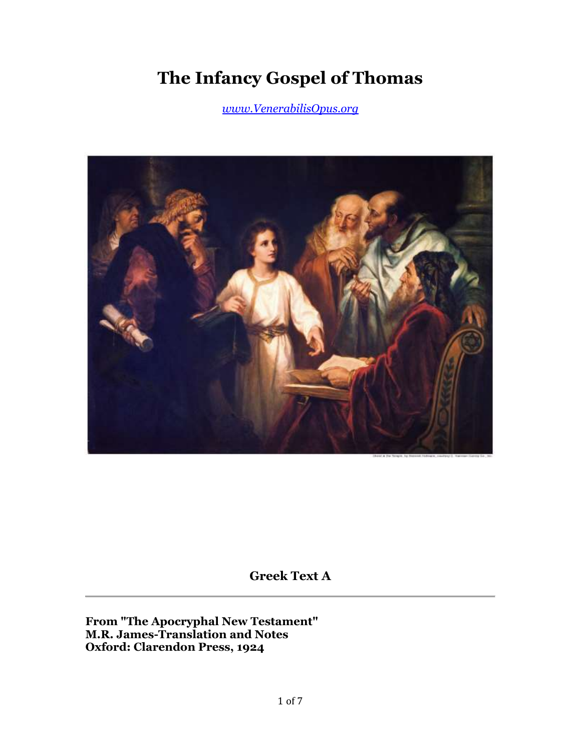# The Infancy Gospel of Thomas

*[www.VenerabilisOpus.org](http://www.VenerabilisOpus.org)*

Christ in the Temple, by Heinrich Hofmann, courtesy C. Harrison Conroy Co., Inc.

## Greek Text A

---

**From "The Apocryphal New Testament"**
**M.R. James-Translation and Notes**
**Oxford: Clarendon Press, 1924**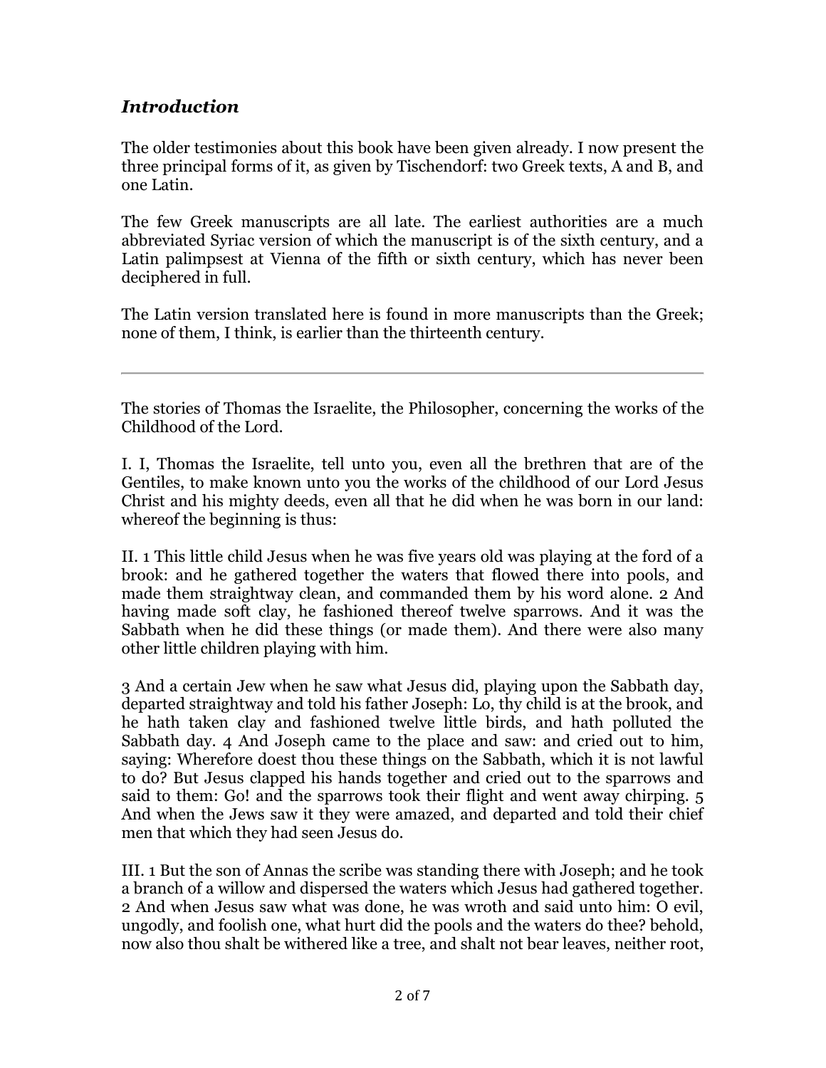## *Introduction*

The older testimonies about this book have been given already. I now present the three principal forms of it, as given by Tischendorf: two Greek texts, A and B, and one Latin.

The few Greek manuscripts are all late. The earliest authorities are a much abbreviated Syriac version of which the manuscript is of the sixth century, and a Latin palimpsest at Vienna of the fifth or sixth century, which has never been deciphered in full.

The Latin version translated here is found in more manuscripts than the Greek; none of them, I think, is earlier than the thirteenth century.

---

The stories of Thomas the Israelite, the Philosopher, concerning the works of the Childhood of the Lord.

I. I, Thomas the Israelite, tell unto you, even all the brethren that are of the Gentiles, to make known unto you the works of the childhood of our Lord Jesus Christ and his mighty deeds, even all that he did when he was born in our land: whereof the beginning is thus:

II. 1 This little child Jesus when he was five years old was playing at the ford of a brook: and he gathered together the waters that flowed there into pools, and made them straightway clean, and commanded them by his word alone. 2 And having made soft clay, he fashioned thereof twelve sparrows. And it was the Sabbath when he did these things (or made them). And there were also many other little children playing with him.

3 And a certain Jew when he saw what Jesus did, playing upon the Sabbath day, departed straightway and told his father Joseph: Lo, thy child is at the brook, and he hath taken clay and fashioned twelve little birds, and hath polluted the Sabbath day. 4 And Joseph came to the place and saw: and cried out to him, saying: Wherefore doest thou these things on the Sabbath, which it is not lawful to do? But Jesus clapped his hands together and cried out to the sparrows and said to them: Go! and the sparrows took their flight and went away chirping. 5 And when the Jews saw it they were amazed, and departed and told their chief men that which they had seen Jesus do.

III. 1 But the son of Annas the scribe was standing there with Joseph; and he took a branch of a willow and dispersed the waters which Jesus had gathered together. 2 And when Jesus saw what was done, he was wroth and said unto him: O evil, ungodly, and foolish one, what hurt did the pools and the waters do thee? behold, now also thou shalt be withered like a tree, and shalt not bear leaves, neither root,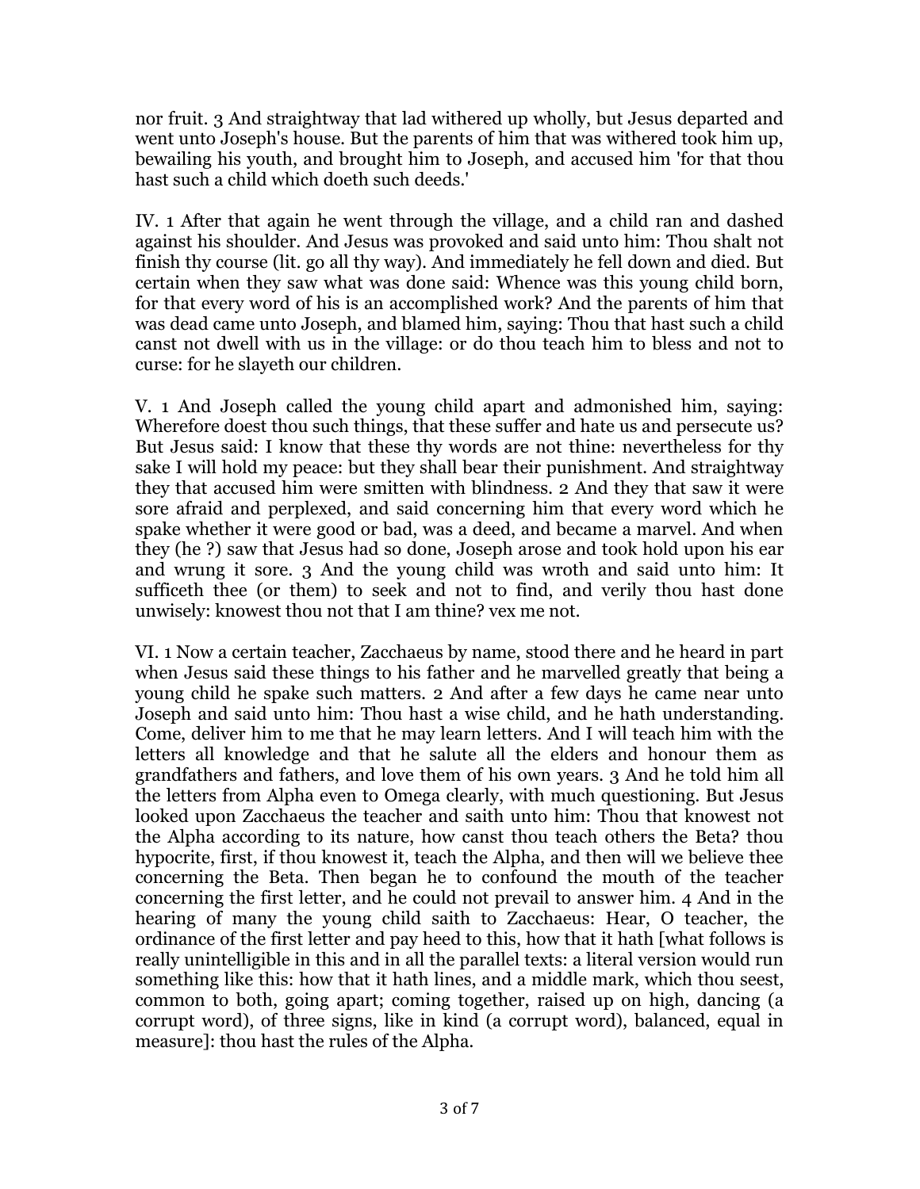nor fruit. 3 And straightway that lad withered up wholly, but Jesus departed and went unto Joseph's house. But the parents of him that was withered took him up, bewailing his youth, and brought him to Joseph, and accused him 'for that thou hast such a child which doeth such deeds.'

IV. 1 After that again he went through the village, and a child ran and dashed against his shoulder. And Jesus was provoked and said unto him: Thou shalt not finish thy course (lit. go all thy way). And immediately he fell down and died. But certain when they saw what was done said: Whence was this young child born, for that every word of his is an accomplished work? And the parents of him that was dead came unto Joseph, and blamed him, saying: Thou that hast such a child canst not dwell with us in the village: or do thou teach him to bless and not to curse: for he slayeth our children.

V. 1 And Joseph called the young child apart and admonished him, saying: Wherefore doest thou such things, that these suffer and hate us and persecute us? But Jesus said: I know that these thy words are not thine: nevertheless for thy sake I will hold my peace: but they shall bear their punishment. And straightway they that accused him were smitten with blindness. 2 And they that saw it were sore afraid and perplexed, and said concerning him that every word which he spake whether it were good or bad, was a deed, and became a marvel. And when they (he ?) saw that Jesus had so done, Joseph arose and took hold upon his ear and wrung it sore. 3 And the young child was wroth and said unto him: It sufficeth thee (or them) to seek and not to find, and verily thou hast done unwisely: knowest thou not that I am thine? vex me not.

VI. 1 Now a certain teacher, Zacchaeus by name, stood there and he heard in part when Jesus said these things to his father and he marvelled greatly that being a young child he spake such matters. 2 And after a few days he came near unto Joseph and said unto him: Thou hast a wise child, and he hath understanding. Come, deliver him to me that he may learn letters. And I will teach him with the letters all knowledge and that he salute all the elders and honour them as grandfathers and fathers, and love them of his own years. 3 And he told him all the letters from Alpha even to Omega clearly, with much questioning. But Jesus looked upon Zacchaeus the teacher and saith unto him: Thou that knowest not the Alpha according to its nature, how canst thou teach others the Beta? thou hypocrite, first, if thou knowest it, teach the Alpha, and then will we believe thee concerning the Beta. Then began he to confound the mouth of the teacher concerning the first letter, and he could not prevail to answer him. 4 And in the hearing of many the young child saith to Zacchaeus: Hear, O teacher, the ordinance of the first letter and pay heed to this, how that it hath [what follows is really unintelligible in this and in all the parallel texts: a literal version would run something like this: how that it hath lines, and a middle mark, which thou seest, common to both, going apart; coming together, raised up on high, dancing (a corrupt word), of three signs, like in kind (a corrupt word), balanced, equal in measure]: thou hast the rules of the Alpha.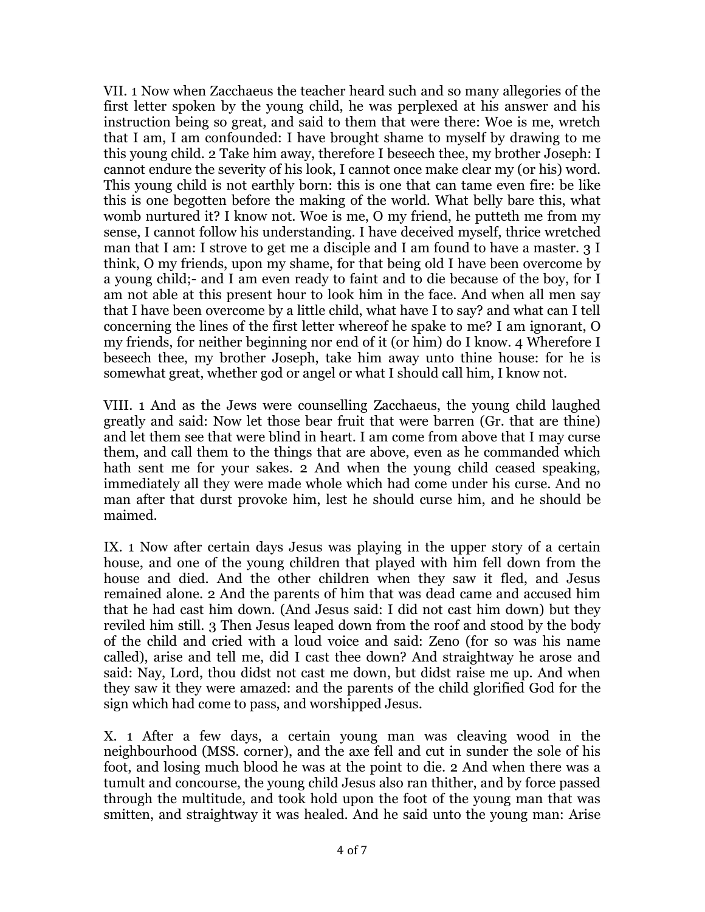VII. 1 Now when Zacchaeus the teacher heard such and so many allegories of the first letter spoken by the young child, he was perplexed at his answer and his instruction being so great, and said to them that were there: Woe is me, wretch that I am, I am confounded: I have brought shame to myself by drawing to me this young child. 2 Take him away, therefore I beseech thee, my brother Joseph: I cannot endure the severity of his look, I cannot once make clear my (or his) word. This young child is not earthly born: this is one that can tame even fire: be like this is one begotten before the making of the world. What belly bare this, what womb nurtured it? I know not. Woe is me, O my friend, he putteth me from my sense, I cannot follow his understanding. I have deceived myself, thrice wretched man that I am: I strove to get me a disciple and I am found to have a master. 3 I think, O my friends, upon my shame, for that being old I have been overcome by a young child;- and I am even ready to faint and to die because of the boy, for I am not able at this present hour to look him in the face. And when all men say that I have been overcome by a little child, what have I to say? and what can I tell concerning the lines of the first letter whereof he spake to me? I am ignorant, O my friends, for neither beginning nor end of it (or him) do I know. 4 Wherefore I beseech thee, my brother Joseph, take him away unto thine house: for he is somewhat great, whether god or angel or what I should call him, I know not.

VIII. 1 And as the Jews were counselling Zacchaeus, the young child laughed greatly and said: Now let those bear fruit that were barren (Gr. that are thine) and let them see that were blind in heart. I am come from above that I may curse them, and call them to the things that are above, even as he commanded which hath sent me for your sakes. 2 And when the young child ceased speaking, immediately all they were made whole which had come under his curse. And no man after that durst provoke him, lest he should curse him, and he should be maimed.

IX. 1 Now after certain days Jesus was playing in the upper story of a certain house, and one of the young children that played with him fell down from the house and died. And the other children when they saw it fled, and Jesus remained alone. 2 And the parents of him that was dead came and accused him that he had cast him down. (And Jesus said: I did not cast him down) but they reviled him still. 3 Then Jesus leaped down from the roof and stood by the body of the child and cried with a loud voice and said: Zeno (for so was his name called), arise and tell me, did I cast thee down? And straightway he arose and said: Nay, Lord, thou didst not cast me down, but didst raise me up. And when they saw it they were amazed: and the parents of the child glorified God for the sign which had come to pass, and worshipped Jesus.

X. 1 After a few days, a certain young man was cleaving wood in the neighbourhood (MSS. corner), and the axe fell and cut in sunder the sole of his foot, and losing much blood he was at the point to die. 2 And when there was a tumult and concourse, the young child Jesus also ran thither, and by force passed through the multitude, and took hold upon the foot of the young man that was smitten, and straightway it was healed. And he said unto the young man: Arise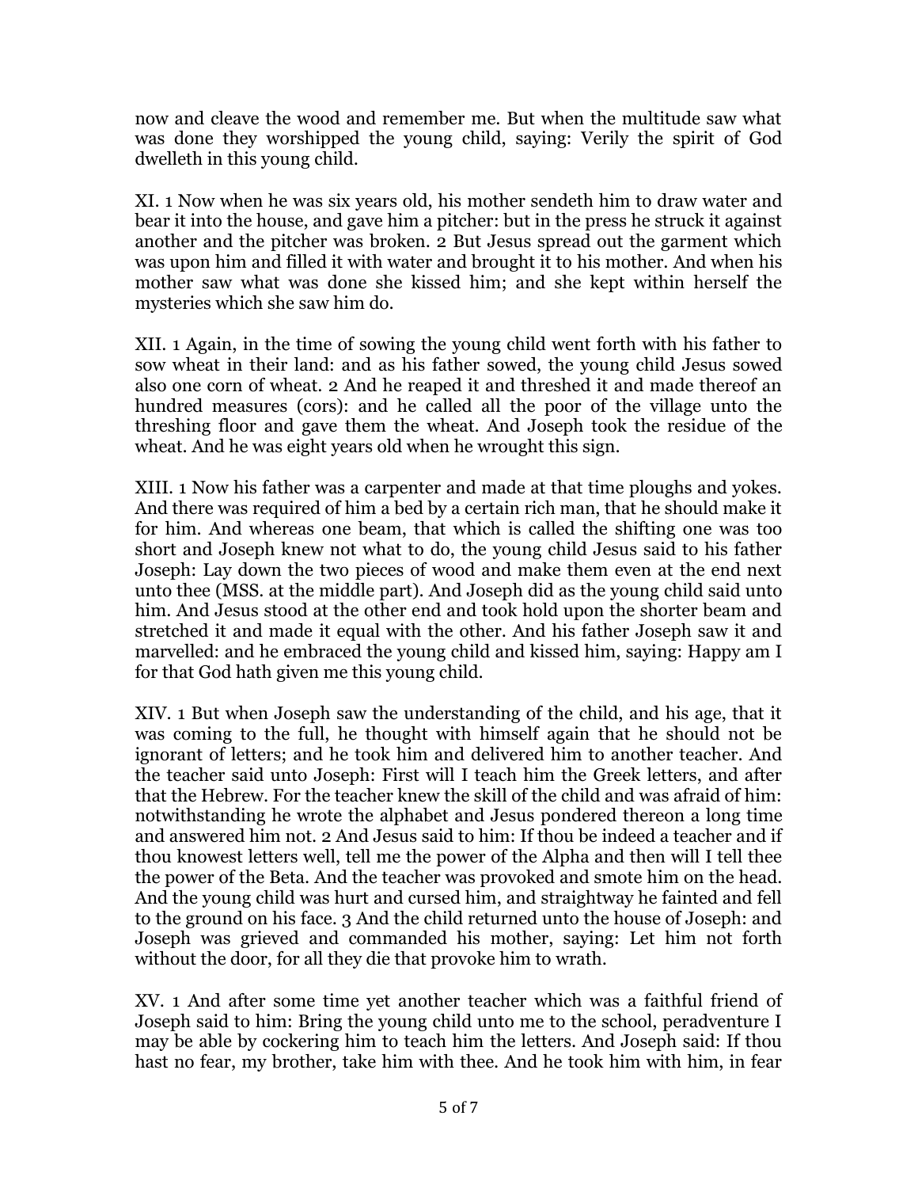now and cleave the wood and remember me. But when the multitude saw what was done they worshipped the young child, saying: Verily the spirit of God dwelleth in this young child.

XI. 1 Now when he was six years old, his mother sendeth him to draw water and bear it into the house, and gave him a pitcher: but in the press he struck it against another and the pitcher was broken. 2 But Jesus spread out the garment which was upon him and filled it with water and brought it to his mother. And when his mother saw what was done she kissed him; and she kept within herself the mysteries which she saw him do.

XII. 1 Again, in the time of sowing the young child went forth with his father to sow wheat in their land: and as his father sowed, the young child Jesus sowed also one corn of wheat. 2 And he reaped it and threshed it and made thereof an hundred measures (cors): and he called all the poor of the village unto the threshing floor and gave them the wheat. And Joseph took the residue of the wheat. And he was eight years old when he wrought this sign.

XIII. 1 Now his father was a carpenter and made at that time ploughs and yokes. And there was required of him a bed by a certain rich man, that he should make it for him. And whereas one beam, that which is called the shifting one was too short and Joseph knew not what to do, the young child Jesus said to his father Joseph: Lay down the two pieces of wood and make them even at the end next unto thee (MSS. at the middle part). And Joseph did as the young child said unto him. And Jesus stood at the other end and took hold upon the shorter beam and stretched it and made it equal with the other. And his father Joseph saw it and marvelled: and he embraced the young child and kissed him, saying: Happy am I for that God hath given me this young child.

XIV. 1 But when Joseph saw the understanding of the child, and his age, that it was coming to the full, he thought with himself again that he should not be ignorant of letters; and he took him and delivered him to another teacher. And the teacher said unto Joseph: First will I teach him the Greek letters, and after that the Hebrew. For the teacher knew the skill of the child and was afraid of him: notwithstanding he wrote the alphabet and Jesus pondered thereon a long time and answered him not. 2 And Jesus said to him: If thou be indeed a teacher and if thou knowest letters well, tell me the power of the Alpha and then will I tell thee the power of the Beta. And the teacher was provoked and smote him on the head. And the young child was hurt and cursed him, and straightway he fainted and fell to the ground on his face. 3 And the child returned unto the house of Joseph: and Joseph was grieved and commanded his mother, saying: Let him not forth without the door, for all they die that provoke him to wrath.

XV. 1 And after some time yet another teacher which was a faithful friend of Joseph said to him: Bring the young child unto me to the school, peradventure I may be able by cockering him to teach him the letters. And Joseph said: If thou hast no fear, my brother, take him with thee. And he took him with him, in fear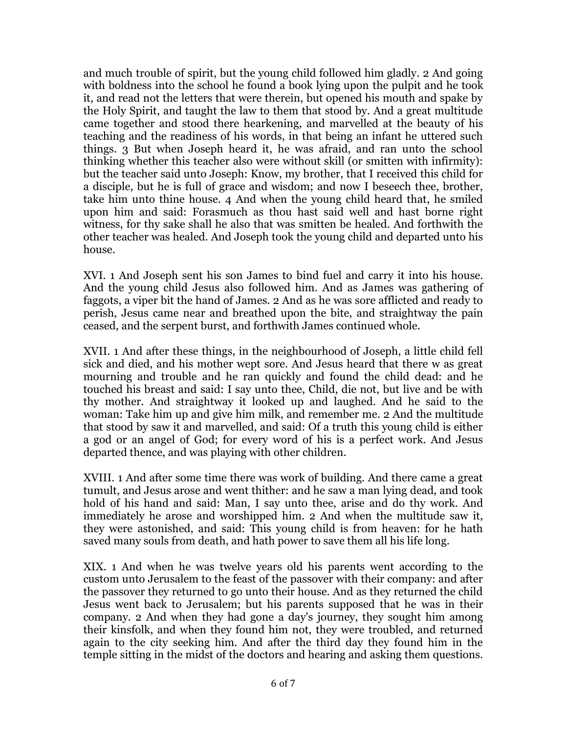and much trouble of spirit, but the young child followed him gladly. 2 And going with boldness into the school he found a book lying upon the pulpit and he took it, and read not the letters that were therein, but opened his mouth and spake by the Holy Spirit, and taught the law to them that stood by. And a great multitude came together and stood there hearkening, and marvelled at the beauty of his teaching and the readiness of his words, in that being an infant he uttered such things. 3 But when Joseph heard it, he was afraid, and ran unto the school thinking whether this teacher also were without skill (or smitten with infirmity): but the teacher said unto Joseph: Know, my brother, that I received this child for a disciple, but he is full of grace and wisdom; and now I beseech thee, brother, take him unto thine house. 4 And when the young child heard that, he smiled upon him and said: Forasmuch as thou hast said well and hast borne right witness, for thy sake shall he also that was smitten be healed. And forthwith the other teacher was healed. And Joseph took the young child and departed unto his house.

XVI. 1 And Joseph sent his son James to bind fuel and carry it into his house. And the young child Jesus also followed him. And as James was gathering of faggots, a viper bit the hand of James. 2 And as he was sore afflicted and ready to perish, Jesus came near and breathed upon the bite, and straightway the pain ceased, and the serpent burst, and forthwith James continued whole.

XVII. 1 And after these things, in the neighbourhood of Joseph, a little child fell sick and died, and his mother wept sore. And Jesus heard that there w as great mourning and trouble and he ran quickly and found the child dead: and he touched his breast and said: I say unto thee, Child, die not, but live and be with thy mother. And straightway it looked up and laughed. And he said to the woman: Take him up and give him milk, and remember me. 2 And the multitude that stood by saw it and marvelled, and said: Of a truth this young child is either a god or an angel of God; for every word of his is a perfect work. And Jesus departed thence, and was playing with other children.

XVIII. 1 And after some time there was work of building. And there came a great tumult, and Jesus arose and went thither: and he saw a man lying dead, and took hold of his hand and said: Man, I say unto thee, arise and do thy work. And immediately he arose and worshipped him. 2 And when the multitude saw it, they were astonished, and said: This young child is from heaven: for he hath saved many souls from death, and hath power to save them all his life long.

XIX. 1 And when he was twelve years old his parents went according to the custom unto Jerusalem to the feast of the passover with their company: and after the passover they returned to go unto their house. And as they returned the child Jesus went back to Jerusalem; but his parents supposed that he was in their company. 2 And when they had gone a day's journey, they sought him among their kinsfolk, and when they found him not, they were troubled, and returned again to the city seeking him. And after the third day they found him in the temple sitting in the midst of the doctors and hearing and asking them questions.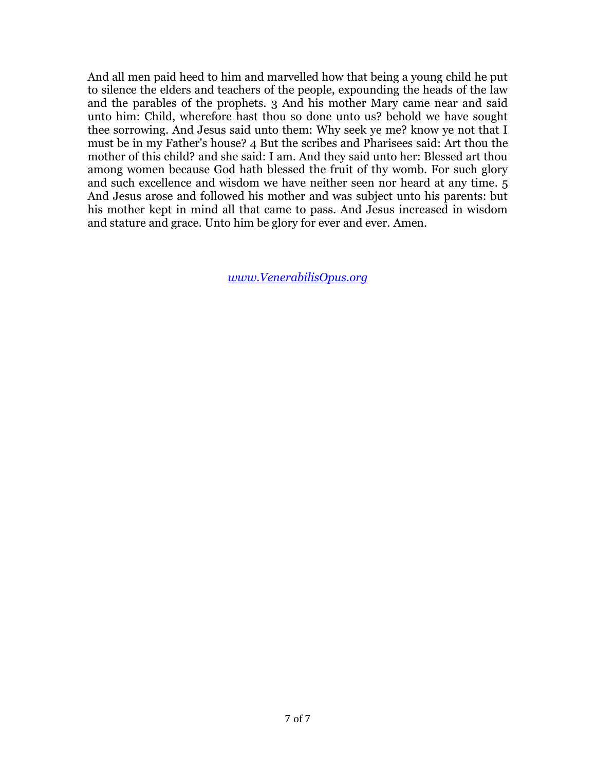And all men paid heed to him and marvelled how that being a young child he put to silence the elders and teachers of the people, expounding the heads of the law and the parables of the prophets. 3 And his mother Mary came near and said unto him: Child, wherefore hast thou so done unto us? behold we have sought thee sorrowing. And Jesus said unto them: Why seek ye me? know ye not that I must be in my Father's house? 4 But the scribes and Pharisees said: Art thou the mother of this child? and she said: I am. And they said unto her: Blessed art thou among women because God hath blessed the fruit of thy womb. For such glory and such excellence and wisdom we have neither seen nor heard at any time. 5 And Jesus arose and followed his mother and was subject unto his parents: but his mother kept in mind all that came to pass. And Jesus increased in wisdom and stature and grace. Unto him be glory for ever and ever. Amen.

*www.VenerabilisOpus.org*